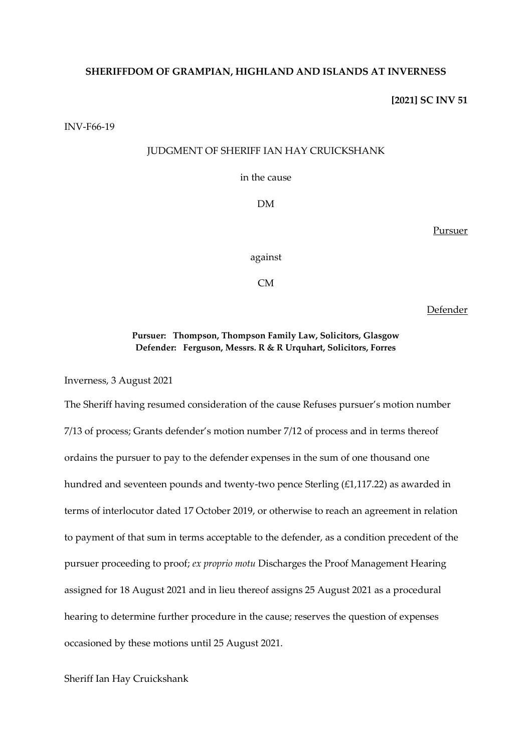**SHERIFFDOM OF GRAMPIAN, HIGHLAND AND ISLANDS AT INVERNESS**

**[2021] SC INV 51**

INV-F66-19

JUDGMENT OF SHERIFF IAN HAY CRUICKSHANK

in the cause

DM

Pursuer

against

CM

Defender

**Pursuer: Thompson, Thompson Family Law, Solicitors, Glasgow**
**Defender: Ferguson, Messrs. R & R Urquhart, Solicitors, Forres**

Inverness, 3 August 2021

The Sheriff having resumed consideration of the cause Refuses pursuer's motion number 7/13 of process; Grants defender's motion number 7/12 of process and in terms thereof ordains the pursuer to pay to the defender expenses in the sum of one thousand one hundred and seventeen pounds and twenty-two pence Sterling (£1,117.22) as awarded in terms of interlocutor dated 17 October 2019, or otherwise to reach an agreement in relation to payment of that sum in terms acceptable to the defender, as a condition precedent of the pursuer proceeding to proof; *ex proprio motu* Discharges the Proof Management Hearing assigned for 18 August 2021 and in lieu thereof assigns 25 August 2021 as a procedural hearing to determine further procedure in the cause; reserves the question of expenses occasioned by these motions until 25 August 2021.

Sheriff Ian Hay Cruickshank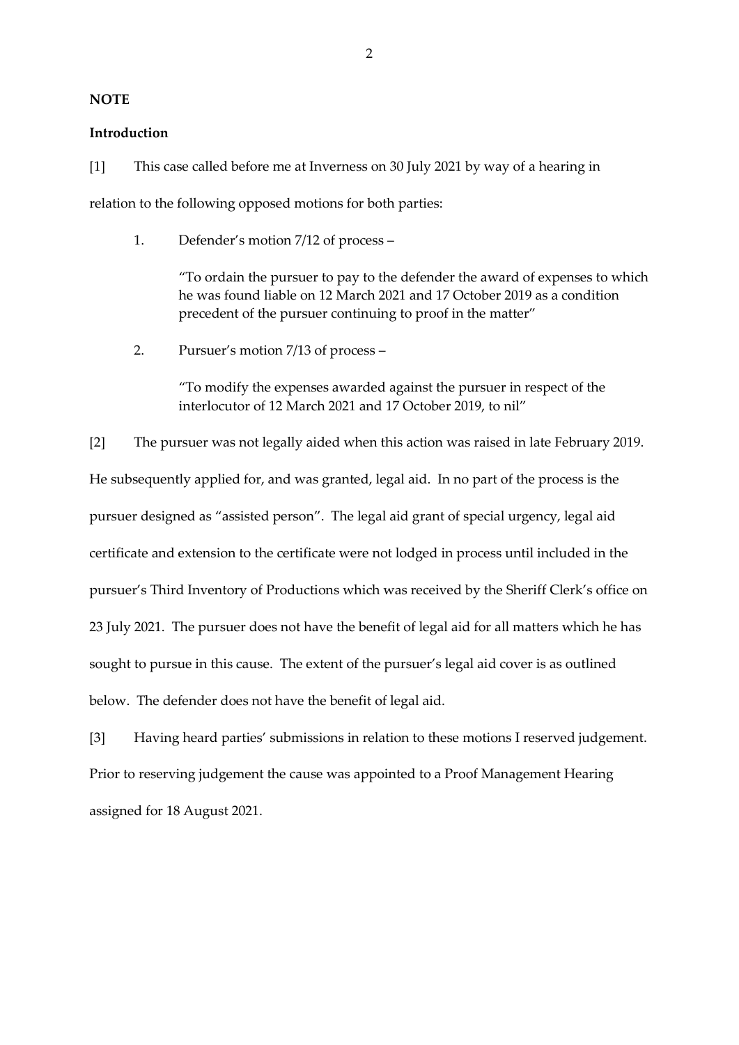**NOTE**

**Introduction**

[1] This case called before me at Inverness on 30 July 2021 by way of a hearing in relation to the following opposed motions for both parties:

1. Defender's motion 7/12 of process –

   "To ordain the pursuer to pay to the defender the award of expenses to which he was found liable on 12 March 2021 and 17 October 2019 as a condition precedent of the pursuer continuing to proof in the matter"

2. Pursuer's motion 7/13 of process –

   "To modify the expenses awarded against the pursuer in respect of the interlocutor of 12 March 2021 and 17 October 2019, to nil"

[2] The pursuer was not legally aided when this action was raised in late February 2019. He subsequently applied for, and was granted, legal aid. In no part of the process is the pursuer designed as "assisted person". The legal aid grant of special urgency, legal aid certificate and extension to the certificate were not lodged in process until included in the pursuer's Third Inventory of Productions which was received by the Sheriff Clerk's office on 23 July 2021. The pursuer does not have the benefit of legal aid for all matters which he has sought to pursue in this cause. The extent of the pursuer's legal aid cover is as outlined below. The defender does not have the benefit of legal aid.

[3] Having heard parties' submissions in relation to these motions I reserved judgement. Prior to reserving judgement the cause was appointed to a Proof Management Hearing assigned for 18 August 2021.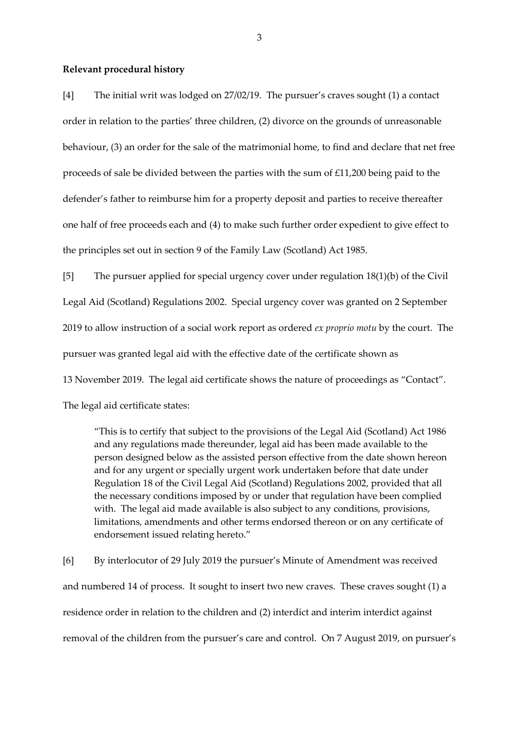**Relevant procedural history**

[4] The initial writ was lodged on 27/02/19. The pursuer's craves sought (1) a contact order in relation to the parties' three children, (2) divorce on the grounds of unreasonable behaviour, (3) an order for the sale of the matrimonial home, to find and declare that net free proceeds of sale be divided between the parties with the sum of £11,200 being paid to the defender's father to reimburse him for a property deposit and parties to receive thereafter one half of free proceeds each and (4) to make such further order expedient to give effect to the principles set out in section 9 of the Family Law (Scotland) Act 1985.

[5] The pursuer applied for special urgency cover under regulation 18(1)(b) of the Civil Legal Aid (Scotland) Regulations 2002. Special urgency cover was granted on 2 September 2019 to allow instruction of a social work report as ordered *ex proprio motu* by the court. The pursuer was granted legal aid with the effective date of the certificate shown as 13 November 2019. The legal aid certificate shows the nature of proceedings as "Contact". The legal aid certificate states:

> "This is to certify that subject to the provisions of the Legal Aid (Scotland) Act 1986 and any regulations made thereunder, legal aid has been made available to the person designed below as the assisted person effective from the date shown hereon and for any urgent or specially urgent work undertaken before that date under Regulation 18 of the Civil Legal Aid (Scotland) Regulations 2002, provided that all the necessary conditions imposed by or under that regulation have been complied with. The legal aid made available is also subject to any conditions, provisions, limitations, amendments and other terms endorsed thereon or on any certificate of endorsement issued relating hereto."

[6] By interlocutor of 29 July 2019 the pursuer's Minute of Amendment was received and numbered 14 of process. It sought to insert two new craves. These craves sought (1) a residence order in relation to the children and (2) interdict and interim interdict against removal of the children from the pursuer's care and control. On 7 August 2019, on pursuer's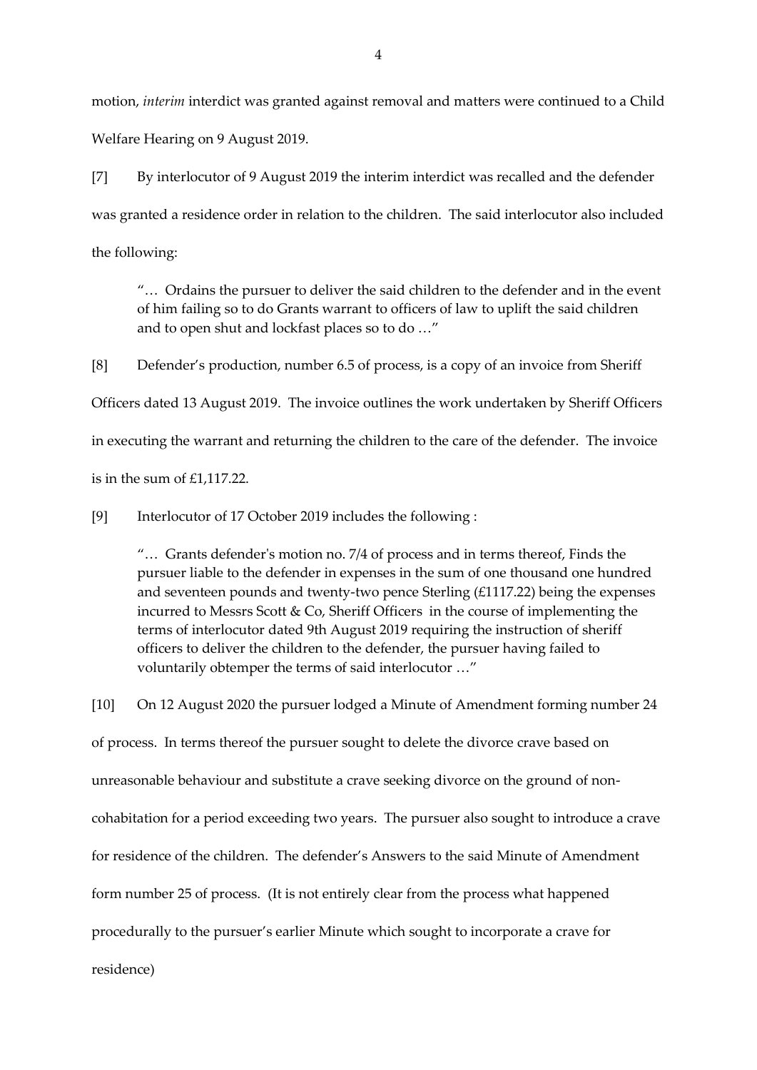motion, *interim* interdict was granted against removal and matters were continued to a Child Welfare Hearing on 9 August 2019.

[7] By interlocutor of 9 August 2019 the interim interdict was recalled and the defender was granted a residence order in relation to the children. The said interlocutor also included the following:

> "… Ordains the pursuer to deliver the said children to the defender and in the event of him failing so to do Grants warrant to officers of law to uplift the said children and to open shut and lockfast places so to do …"

[8] Defender's production, number 6.5 of process, is a copy of an invoice from Sheriff Officers dated 13 August 2019. The invoice outlines the work undertaken by Sheriff Officers in executing the warrant and returning the children to the care of the defender. The invoice is in the sum of £1,117.22.

[9] Interlocutor of 17 October 2019 includes the following :

> "… Grants defender's motion no. 7/4 of process and in terms thereof, Finds the pursuer liable to the defender in expenses in the sum of one thousand one hundred and seventeen pounds and twenty-two pence Sterling (£1117.22) being the expenses incurred to Messrs Scott & Co, Sheriff Officers in the course of implementing the terms of interlocutor dated 9th August 2019 requiring the instruction of sheriff officers to deliver the children to the defender, the pursuer having failed to voluntarily obtemper the terms of said interlocutor …"

[10] On 12 August 2020 the pursuer lodged a Minute of Amendment forming number 24 of process. In terms thereof the pursuer sought to delete the divorce crave based on unreasonable behaviour and substitute a crave seeking divorce on the ground of non-cohabitation for a period exceeding two years. The pursuer also sought to introduce a crave for residence of the children. The defender's Answers to the said Minute of Amendment form number 25 of process. (It is not entirely clear from the process what happened procedurally to the pursuer's earlier Minute which sought to incorporate a crave for residence)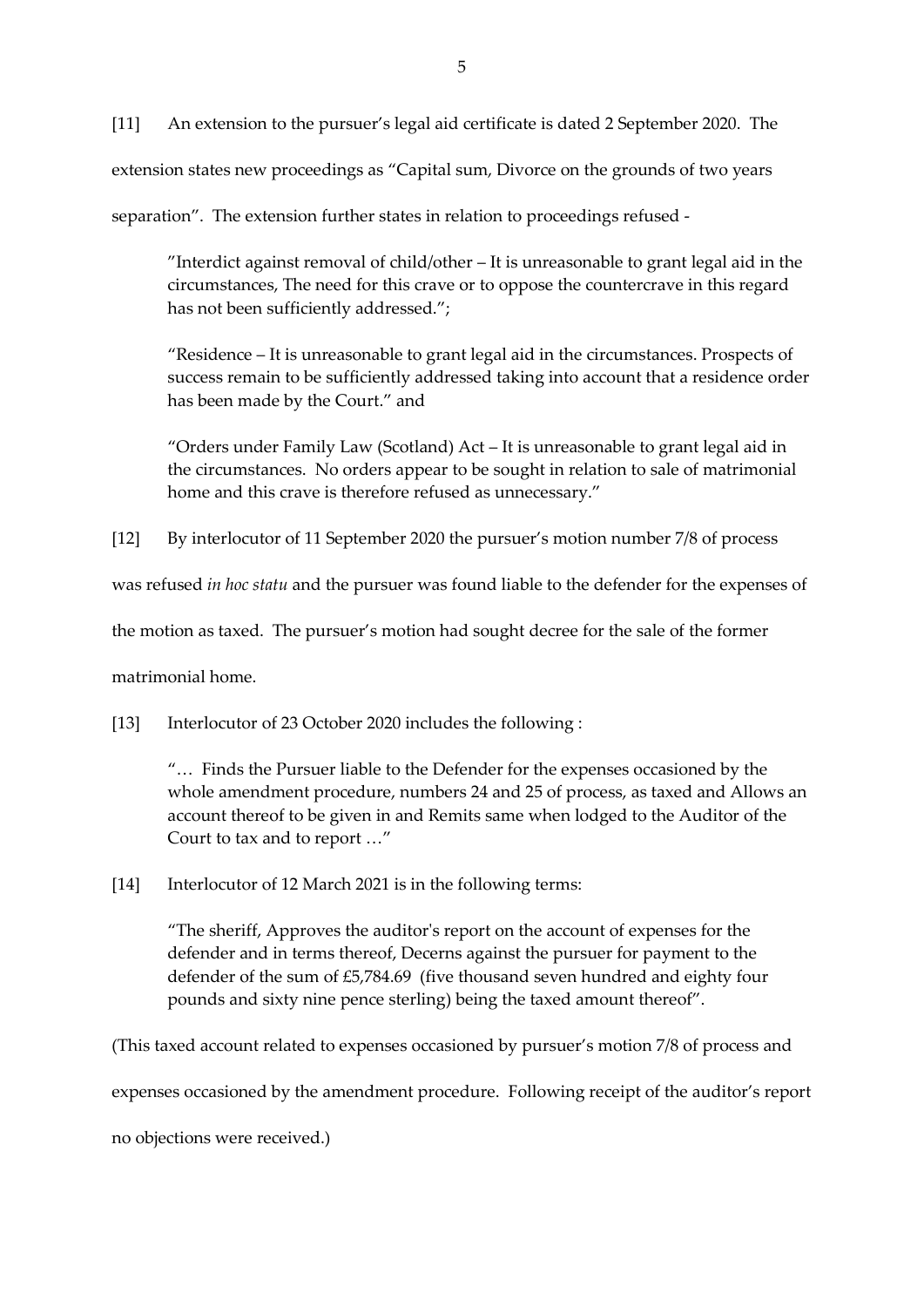[11] An extension to the pursuer's legal aid certificate is dated 2 September 2020. The extension states new proceedings as "Capital sum, Divorce on the grounds of two years separation". The extension further states in relation to proceedings refused -

> "Interdict against removal of child/other – It is unreasonable to grant legal aid in the circumstances, The need for this crave or to oppose the countercrave in this regard has not been sufficiently addressed.";
>
> "Residence – It is unreasonable to grant legal aid in the circumstances. Prospects of success remain to be sufficiently addressed taking into account that a residence order has been made by the Court." and
>
> "Orders under Family Law (Scotland) Act – It is unreasonable to grant legal aid in the circumstances. No orders appear to be sought in relation to sale of matrimonial home and this crave is therefore refused as unnecessary."

[12] By interlocutor of 11 September 2020 the pursuer's motion number 7/8 of process was refused *in hoc statu* and the pursuer was found liable to the defender for the expenses of the motion as taxed. The pursuer's motion had sought decree for the sale of the former matrimonial home.

[13] Interlocutor of 23 October 2020 includes the following :

> "… Finds the Pursuer liable to the Defender for the expenses occasioned by the whole amendment procedure, numbers 24 and 25 of process, as taxed and Allows an account thereof to be given in and Remits same when lodged to the Auditor of the Court to tax and to report …"

[14] Interlocutor of 12 March 2021 is in the following terms:

> "The sheriff, Approves the auditor's report on the account of expenses for the defender and in terms thereof, Decerns against the pursuer for payment to the defender of the sum of £5,784.69 (five thousand seven hundred and eighty four pounds and sixty nine pence sterling) being the taxed amount thereof".

(This taxed account related to expenses occasioned by pursuer's motion 7/8 of process and expenses occasioned by the amendment procedure. Following receipt of the auditor's report no objections were received.)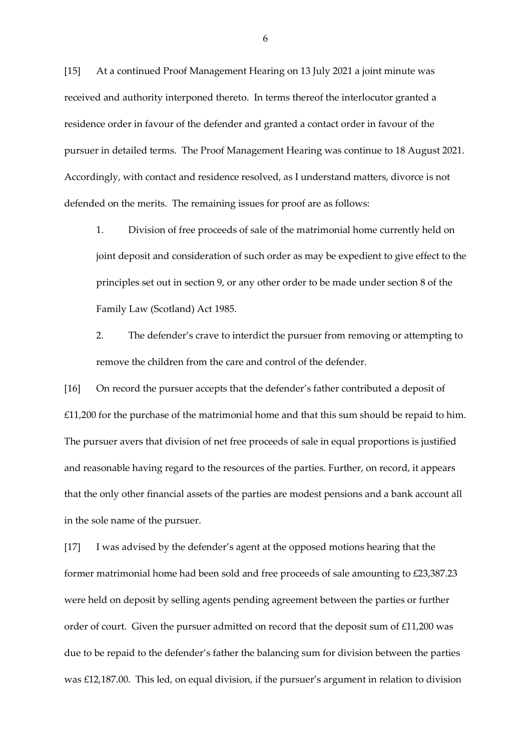[15] At a continued Proof Management Hearing on 13 July 2021 a joint minute was received and authority interponed thereto. In terms thereof the interlocutor granted a residence order in favour of the defender and granted a contact order in favour of the pursuer in detailed terms. The Proof Management Hearing was continue to 18 August 2021. Accordingly, with contact and residence resolved, as I understand matters, divorce is not defended on the merits. The remaining issues for proof are as follows:

1. Division of free proceeds of sale of the matrimonial home currently held on joint deposit and consideration of such order as may be expedient to give effect to the principles set out in section 9, or any other order to be made under section 8 of the Family Law (Scotland) Act 1985.

2. The defender's crave to interdict the pursuer from removing or attempting to remove the children from the care and control of the defender.

[16] On record the pursuer accepts that the defender's father contributed a deposit of £11,200 for the purchase of the matrimonial home and that this sum should be repaid to him. The pursuer avers that division of net free proceeds of sale in equal proportions is justified and reasonable having regard to the resources of the parties. Further, on record, it appears that the only other financial assets of the parties are modest pensions and a bank account all in the sole name of the pursuer.

[17] I was advised by the defender's agent at the opposed motions hearing that the former matrimonial home had been sold and free proceeds of sale amounting to £23,387.23 were held on deposit by selling agents pending agreement between the parties or further order of court. Given the pursuer admitted on record that the deposit sum of £11,200 was due to be repaid to the defender's father the balancing sum for division between the parties was £12,187.00. This led, on equal division, if the pursuer's argument in relation to division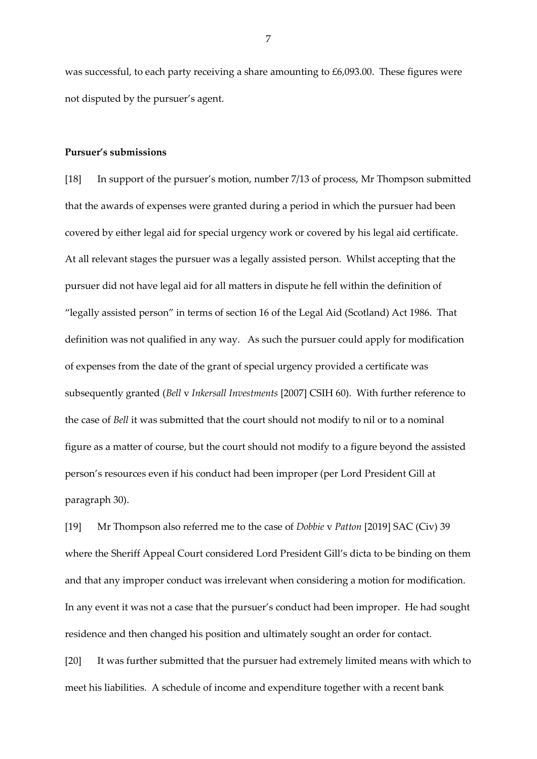was successful, to each party receiving a share amounting to £6,093.00. These figures were not disputed by the pursuer's agent.

**Pursuer's submissions**

[18] In support of the pursuer's motion, number 7/13 of process, Mr Thompson submitted that the awards of expenses were granted during a period in which the pursuer had been covered by either legal aid for special urgency work or covered by his legal aid certificate. At all relevant stages the pursuer was a legally assisted person. Whilst accepting that the pursuer did not have legal aid for all matters in dispute he fell within the definition of "legally assisted person" in terms of section 16 of the Legal Aid (Scotland) Act 1986. That definition was not qualified in any way. As such the pursuer could apply for modification of expenses from the date of the grant of special urgency provided a certificate was subsequently granted (*Bell* v *Inkersall Investments* [2007] CSIH 60). With further reference to the case of *Bell* it was submitted that the court should not modify to nil or to a nominal figure as a matter of course, but the court should not modify to a figure beyond the assisted person's resources even if his conduct had been improper (per Lord President Gill at paragraph 30).

[19] Mr Thompson also referred me to the case of *Dobbie* v *Patton* [2019] SAC (Civ) 39 where the Sheriff Appeal Court considered Lord President Gill's dicta to be binding on them and that any improper conduct was irrelevant when considering a motion for modification. In any event it was not a case that the pursuer's conduct had been improper. He had sought residence and then changed his position and ultimately sought an order for contact.

[20] It was further submitted that the pursuer had extremely limited means with which to meet his liabilities. A schedule of income and expenditure together with a recent bank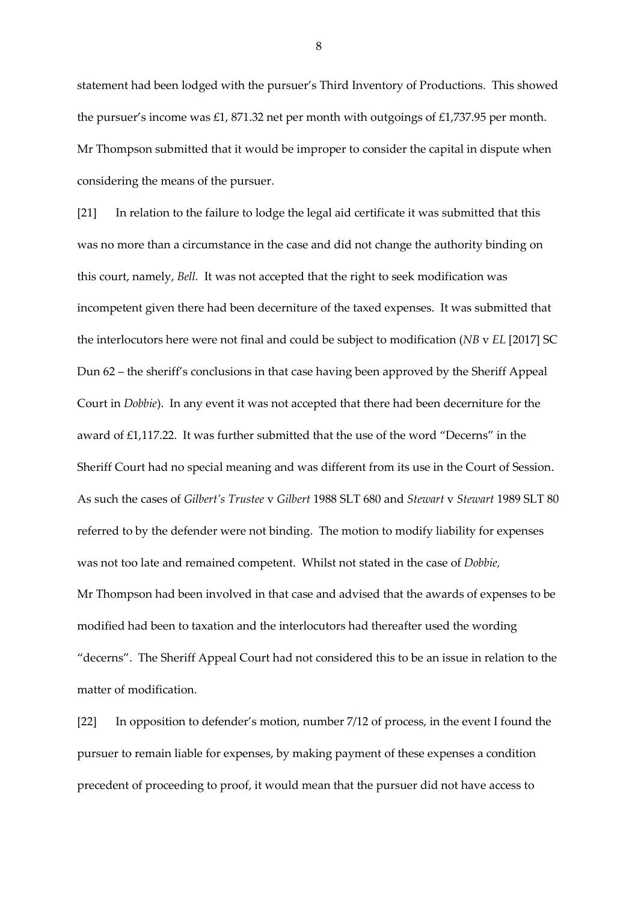statement had been lodged with the pursuer's Third Inventory of Productions. This showed the pursuer's income was £1, 871.32 net per month with outgoings of £1,737.95 per month. Mr Thompson submitted that it would be improper to consider the capital in dispute when considering the means of the pursuer.

[21] In relation to the failure to lodge the legal aid certificate it was submitted that this was no more than a circumstance in the case and did not change the authority binding on this court, namely, *Bell.* It was not accepted that the right to seek modification was incompetent given there had been decerniture of the taxed expenses. It was submitted that the interlocutors here were not final and could be subject to modification (*NB* v *EL* [2017] SC Dun 62 – the sheriff's conclusions in that case having been approved by the Sheriff Appeal Court in *Dobbie*). In any event it was not accepted that there had been decerniture for the award of £1,117.22. It was further submitted that the use of the word "Decerns" in the Sheriff Court had no special meaning and was different from its use in the Court of Session. As such the cases of *Gilbert's Trustee* v *Gilbert* 1988 SLT 680 and *Stewart* v *Stewart* 1989 SLT 80 referred to by the defender were not binding. The motion to modify liability for expenses was not too late and remained competent. Whilst not stated in the case of *Dobbie,* Mr Thompson had been involved in that case and advised that the awards of expenses to be modified had been to taxation and the interlocutors had thereafter used the wording "decerns". The Sheriff Appeal Court had not considered this to be an issue in relation to the matter of modification.

[22] In opposition to defender's motion, number 7/12 of process, in the event I found the pursuer to remain liable for expenses, by making payment of these expenses a condition precedent of proceeding to proof, it would mean that the pursuer did not have access to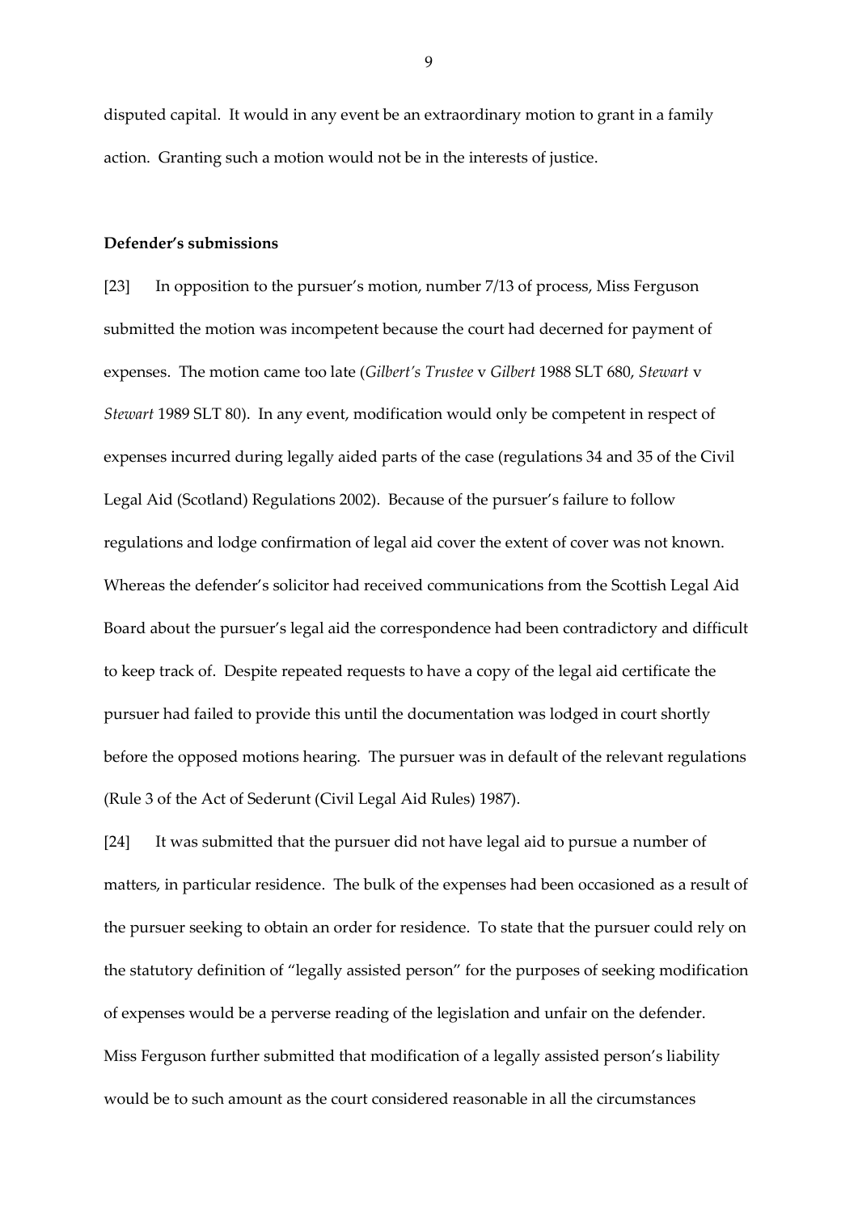disputed capital. It would in any event be an extraordinary motion to grant in a family action. Granting such a motion would not be in the interests of justice.

**Defender's submissions**

[23] In opposition to the pursuer's motion, number 7/13 of process, Miss Ferguson submitted the motion was incompetent because the court had decerned for payment of expenses. The motion came too late (*Gilbert's Trustee* v *Gilbert* 1988 SLT 680, *Stewart* v *Stewart* 1989 SLT 80). In any event, modification would only be competent in respect of expenses incurred during legally aided parts of the case (regulations 34 and 35 of the Civil Legal Aid (Scotland) Regulations 2002). Because of the pursuer's failure to follow regulations and lodge confirmation of legal aid cover the extent of cover was not known. Whereas the defender's solicitor had received communications from the Scottish Legal Aid Board about the pursuer's legal aid the correspondence had been contradictory and difficult to keep track of. Despite repeated requests to have a copy of the legal aid certificate the pursuer had failed to provide this until the documentation was lodged in court shortly before the opposed motions hearing. The pursuer was in default of the relevant regulations (Rule 3 of the Act of Sederunt (Civil Legal Aid Rules) 1987).

[24] It was submitted that the pursuer did not have legal aid to pursue a number of matters, in particular residence. The bulk of the expenses had been occasioned as a result of the pursuer seeking to obtain an order for residence. To state that the pursuer could rely on the statutory definition of "legally assisted person" for the purposes of seeking modification of expenses would be a perverse reading of the legislation and unfair on the defender. Miss Ferguson further submitted that modification of a legally assisted person's liability would be to such amount as the court considered reasonable in all the circumstances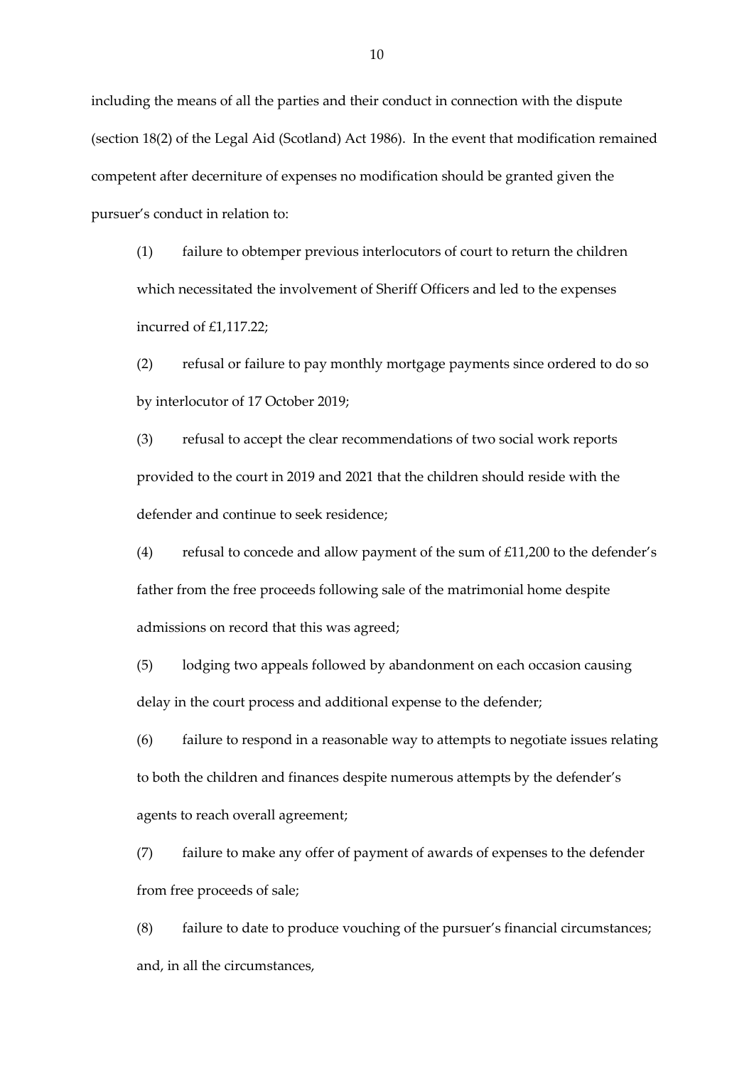including the means of all the parties and their conduct in connection with the dispute (section 18(2) of the Legal Aid (Scotland) Act 1986). In the event that modification remained competent after decerniture of expenses no modification should be granted given the pursuer's conduct in relation to:

(1) failure to obtemper previous interlocutors of court to return the children which necessitated the involvement of Sheriff Officers and led to the expenses incurred of £1,117.22;

(2) refusal or failure to pay monthly mortgage payments since ordered to do so by interlocutor of 17 October 2019;

(3) refusal to accept the clear recommendations of two social work reports provided to the court in 2019 and 2021 that the children should reside with the defender and continue to seek residence;

(4) refusal to concede and allow payment of the sum of £11,200 to the defender's father from the free proceeds following sale of the matrimonial home despite admissions on record that this was agreed;

(5) lodging two appeals followed by abandonment on each occasion causing delay in the court process and additional expense to the defender;

(6) failure to respond in a reasonable way to attempts to negotiate issues relating to both the children and finances despite numerous attempts by the defender's agents to reach overall agreement;

(7) failure to make any offer of payment of awards of expenses to the defender from free proceeds of sale;

(8) failure to date to produce vouching of the pursuer's financial circumstances; and, in all the circumstances,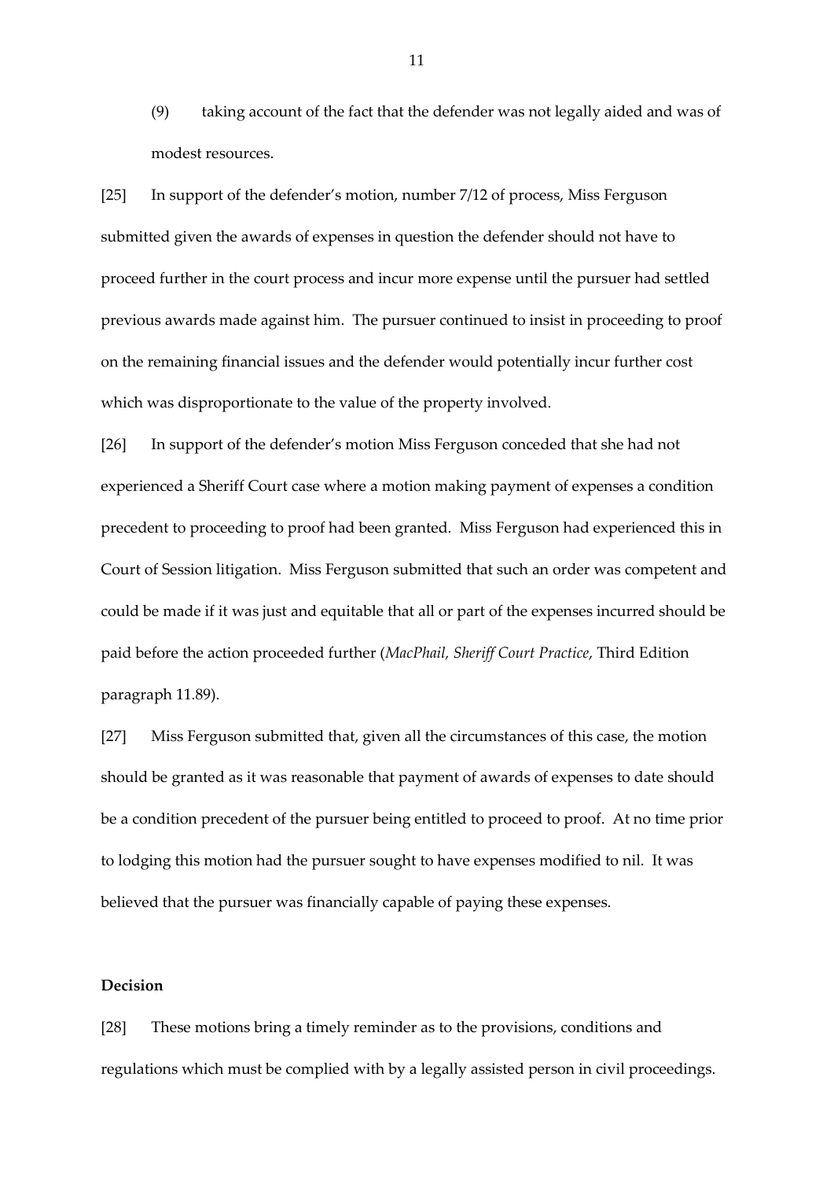(9) taking account of the fact that the defender was not legally aided and was of modest resources.

[25] In support of the defender's motion, number 7/12 of process, Miss Ferguson submitted given the awards of expenses in question the defender should not have to proceed further in the court process and incur more expense until the pursuer had settled previous awards made against him. The pursuer continued to insist in proceeding to proof on the remaining financial issues and the defender would potentially incur further cost which was disproportionate to the value of the property involved.

[26] In support of the defender's motion Miss Ferguson conceded that she had not experienced a Sheriff Court case where a motion making payment of expenses a condition precedent to proceeding to proof had been granted. Miss Ferguson had experienced this in Court of Session litigation. Miss Ferguson submitted that such an order was competent and could be made if it was just and equitable that all or part of the expenses incurred should be paid before the action proceeded further (*MacPhail, Sheriff Court Practice*, Third Edition paragraph 11.89).

[27] Miss Ferguson submitted that, given all the circumstances of this case, the motion should be granted as it was reasonable that payment of awards of expenses to date should be a condition precedent of the pursuer being entitled to proceed to proof. At no time prior to lodging this motion had the pursuer sought to have expenses modified to nil. It was believed that the pursuer was financially capable of paying these expenses.

**Decision**

[28] These motions bring a timely reminder as to the provisions, conditions and regulations which must be complied with by a legally assisted person in civil proceedings.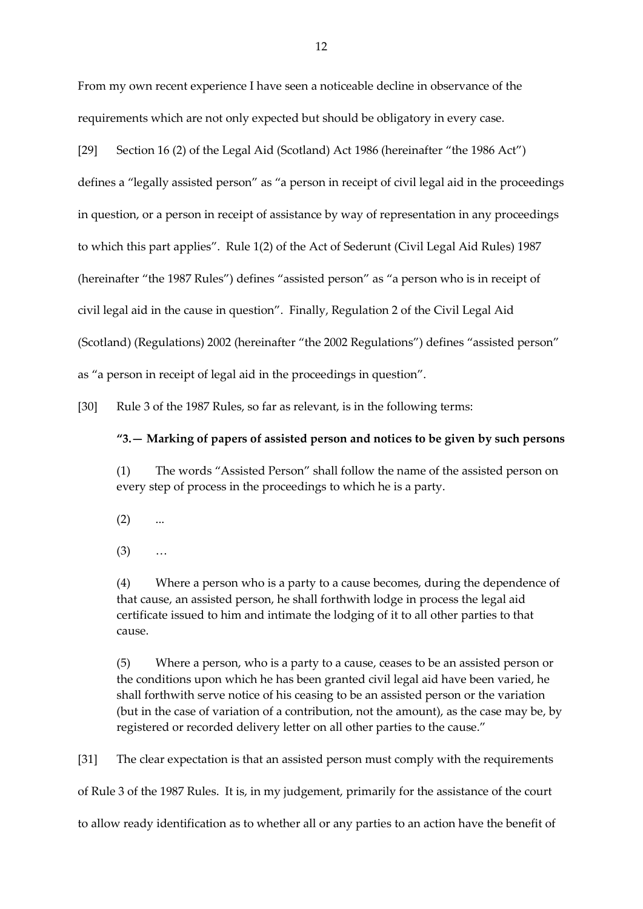From my own recent experience I have seen a noticeable decline in observance of the requirements which are not only expected but should be obligatory in every case.

[29] Section 16 (2) of the Legal Aid (Scotland) Act 1986 (hereinafter "the 1986 Act") defines a "legally assisted person" as "a person in receipt of civil legal aid in the proceedings in question, or a person in receipt of assistance by way of representation in any proceedings to which this part applies". Rule 1(2) of the Act of Sederunt (Civil Legal Aid Rules) 1987 (hereinafter "the 1987 Rules") defines "assisted person" as "a person who is in receipt of civil legal aid in the cause in question". Finally, Regulation 2 of the Civil Legal Aid (Scotland) (Regulations) 2002 (hereinafter "the 2002 Regulations") defines "assisted person" as "a person in receipt of legal aid in the proceedings in question".

[30] Rule 3 of the 1987 Rules, so far as relevant, is in the following terms:

> **"3.— Marking of papers of assisted person and notices to be given by such persons**
>
> (1) The words "Assisted Person" shall follow the name of the assisted person on every step of process in the proceedings to which he is a party.
>
> (2) ...
>
> (3) …
>
> (4) Where a person who is a party to a cause becomes, during the dependence of that cause, an assisted person, he shall forthwith lodge in process the legal aid certificate issued to him and intimate the lodging of it to all other parties to that cause.
>
> (5) Where a person, who is a party to a cause, ceases to be an assisted person or the conditions upon which he has been granted civil legal aid have been varied, he shall forthwith serve notice of his ceasing to be an assisted person or the variation (but in the case of variation of a contribution, not the amount), as the case may be, by registered or recorded delivery letter on all other parties to the cause."

[31] The clear expectation is that an assisted person must comply with the requirements of Rule 3 of the 1987 Rules. It is, in my judgement, primarily for the assistance of the court to allow ready identification as to whether all or any parties to an action have the benefit of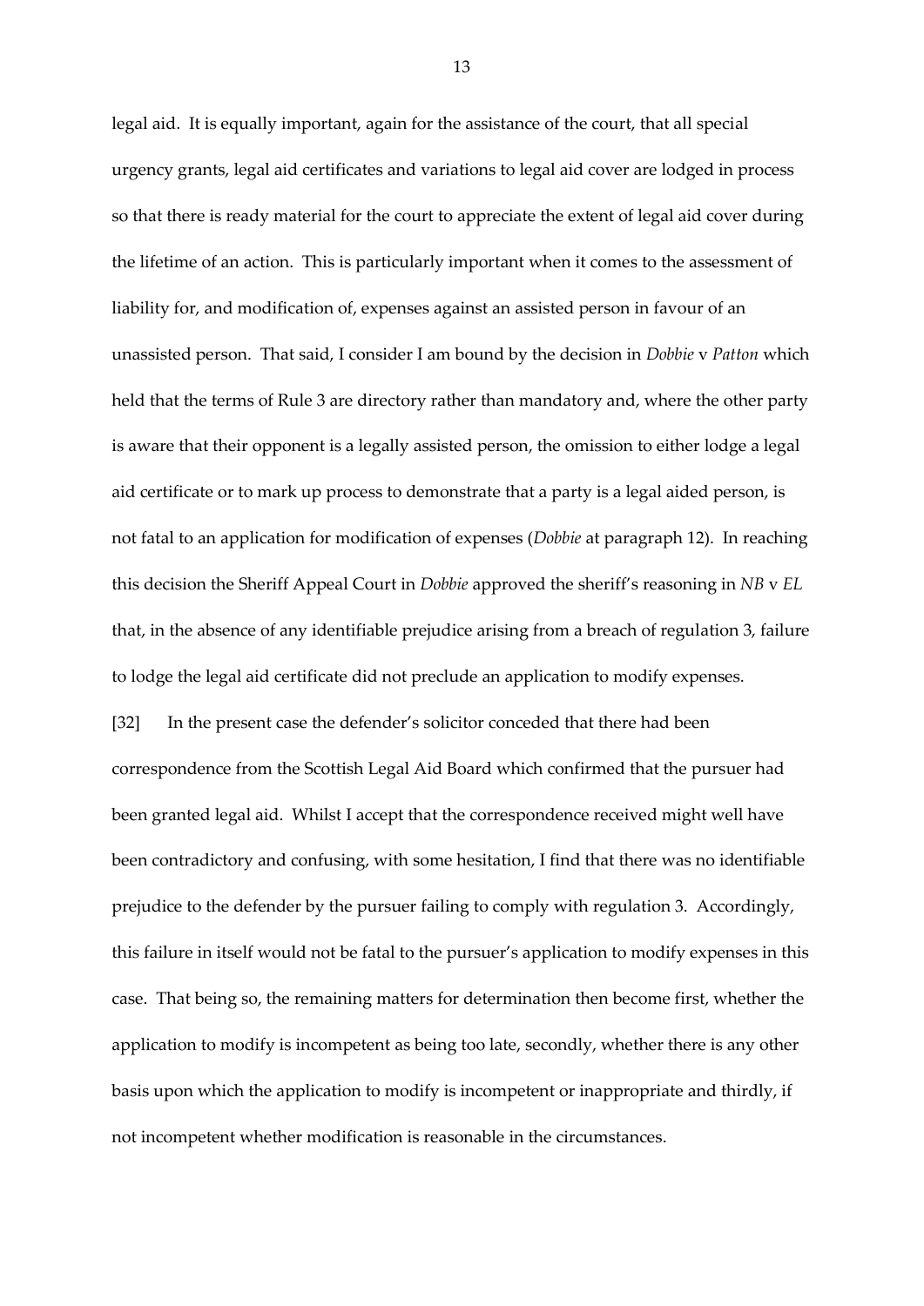legal aid. It is equally important, again for the assistance of the court, that all special urgency grants, legal aid certificates and variations to legal aid cover are lodged in process so that there is ready material for the court to appreciate the extent of legal aid cover during the lifetime of an action. This is particularly important when it comes to the assessment of liability for, and modification of, expenses against an assisted person in favour of an unassisted person. That said, I consider I am bound by the decision in *Dobbie* v *Patton* which held that the terms of Rule 3 are directory rather than mandatory and, where the other party is aware that their opponent is a legally assisted person, the omission to either lodge a legal aid certificate or to mark up process to demonstrate that a party is a legal aided person, is not fatal to an application for modification of expenses (*Dobbie* at paragraph 12). In reaching this decision the Sheriff Appeal Court in *Dobbie* approved the sheriff's reasoning in *NB* v *EL* that, in the absence of any identifiable prejudice arising from a breach of regulation 3, failure to lodge the legal aid certificate did not preclude an application to modify expenses.

[32] In the present case the defender's solicitor conceded that there had been correspondence from the Scottish Legal Aid Board which confirmed that the pursuer had been granted legal aid. Whilst I accept that the correspondence received might well have been contradictory and confusing, with some hesitation, I find that there was no identifiable prejudice to the defender by the pursuer failing to comply with regulation 3. Accordingly, this failure in itself would not be fatal to the pursuer's application to modify expenses in this case. That being so, the remaining matters for determination then become first, whether the application to modify is incompetent as being too late, secondly, whether there is any other basis upon which the application to modify is incompetent or inappropriate and thirdly, if not incompetent whether modification is reasonable in the circumstances.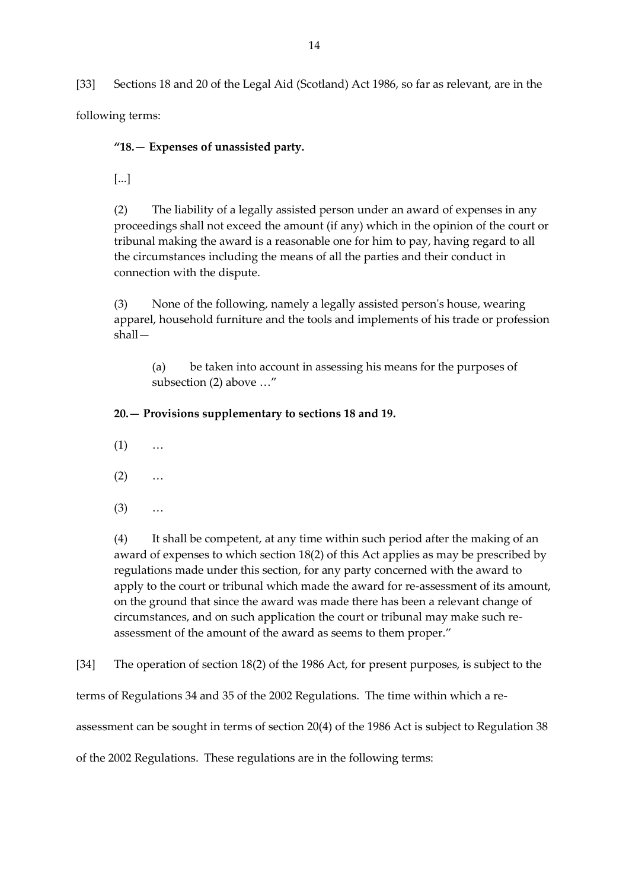[33] Sections 18 and 20 of the Legal Aid (Scotland) Act 1986, so far as relevant, are in the following terms:

> **"18.— Expenses of unassisted party.**
>
> [...]
>
> (2) The liability of a legally assisted person under an award of expenses in any proceedings shall not exceed the amount (if any) which in the opinion of the court or tribunal making the award is a reasonable one for him to pay, having regard to all the circumstances including the means of all the parties and their conduct in connection with the dispute.
>
> (3) None of the following, namely a legally assisted person's house, wearing apparel, household furniture and the tools and implements of his trade or profession shall—
>
> > (a) be taken into account in assessing his means for the purposes of subsection (2) above …"
>
> **20.— Provisions supplementary to sections 18 and 19.**
>
> (1) …
>
> (2) …
>
> (3) …
>
> (4) It shall be competent, at any time within such period after the making of an award of expenses to which section 18(2) of this Act applies as may be prescribed by regulations made under this section, for any party concerned with the award to apply to the court or tribunal which made the award for re-assessment of its amount, on the ground that since the award was made there has been a relevant change of circumstances, and on such application the court or tribunal may make such re-assessment of the amount of the award as seems to them proper."

[34] The operation of section 18(2) of the 1986 Act, for present purposes, is subject to the terms of Regulations 34 and 35 of the 2002 Regulations. The time within which a re-assessment can be sought in terms of section 20(4) of the 1986 Act is subject to Regulation 38 of the 2002 Regulations. These regulations are in the following terms: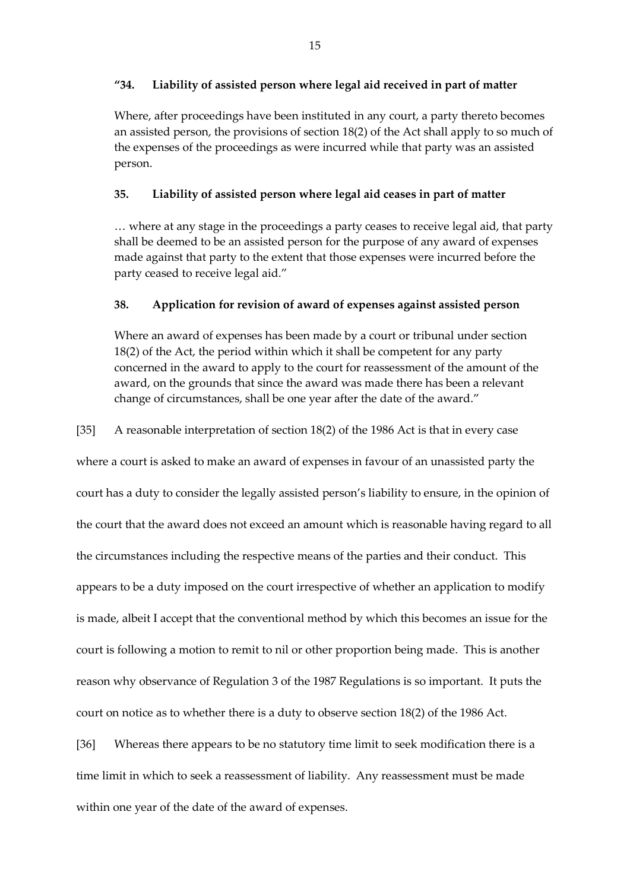**"34. Liability of assisted person where legal aid received in part of matter**

Where, after proceedings have been instituted in any court, a party thereto becomes an assisted person, the provisions of section 18(2) of the Act shall apply to so much of the expenses of the proceedings as were incurred while that party was an assisted person.

**35. Liability of assisted person where legal aid ceases in part of matter**

… where at any stage in the proceedings a party ceases to receive legal aid, that party shall be deemed to be an assisted person for the purpose of any award of expenses made against that party to the extent that those expenses were incurred before the party ceased to receive legal aid."

**38. Application for revision of award of expenses against assisted person**

Where an award of expenses has been made by a court or tribunal under section 18(2) of the Act, the period within which it shall be competent for any party concerned in the award to apply to the court for reassessment of the amount of the award, on the grounds that since the award was made there has been a relevant change of circumstances, shall be one year after the date of the award."

[35] A reasonable interpretation of section 18(2) of the 1986 Act is that in every case where a court is asked to make an award of expenses in favour of an unassisted party the court has a duty to consider the legally assisted person's liability to ensure, in the opinion of the court that the award does not exceed an amount which is reasonable having regard to all the circumstances including the respective means of the parties and their conduct. This appears to be a duty imposed on the court irrespective of whether an application to modify is made, albeit I accept that the conventional method by which this becomes an issue for the court is following a motion to remit to nil or other proportion being made. This is another reason why observance of Regulation 3 of the 1987 Regulations is so important. It puts the court on notice as to whether there is a duty to observe section 18(2) of the 1986 Act.

[36] Whereas there appears to be no statutory time limit to seek modification there is a time limit in which to seek a reassessment of liability. Any reassessment must be made within one year of the date of the award of expenses.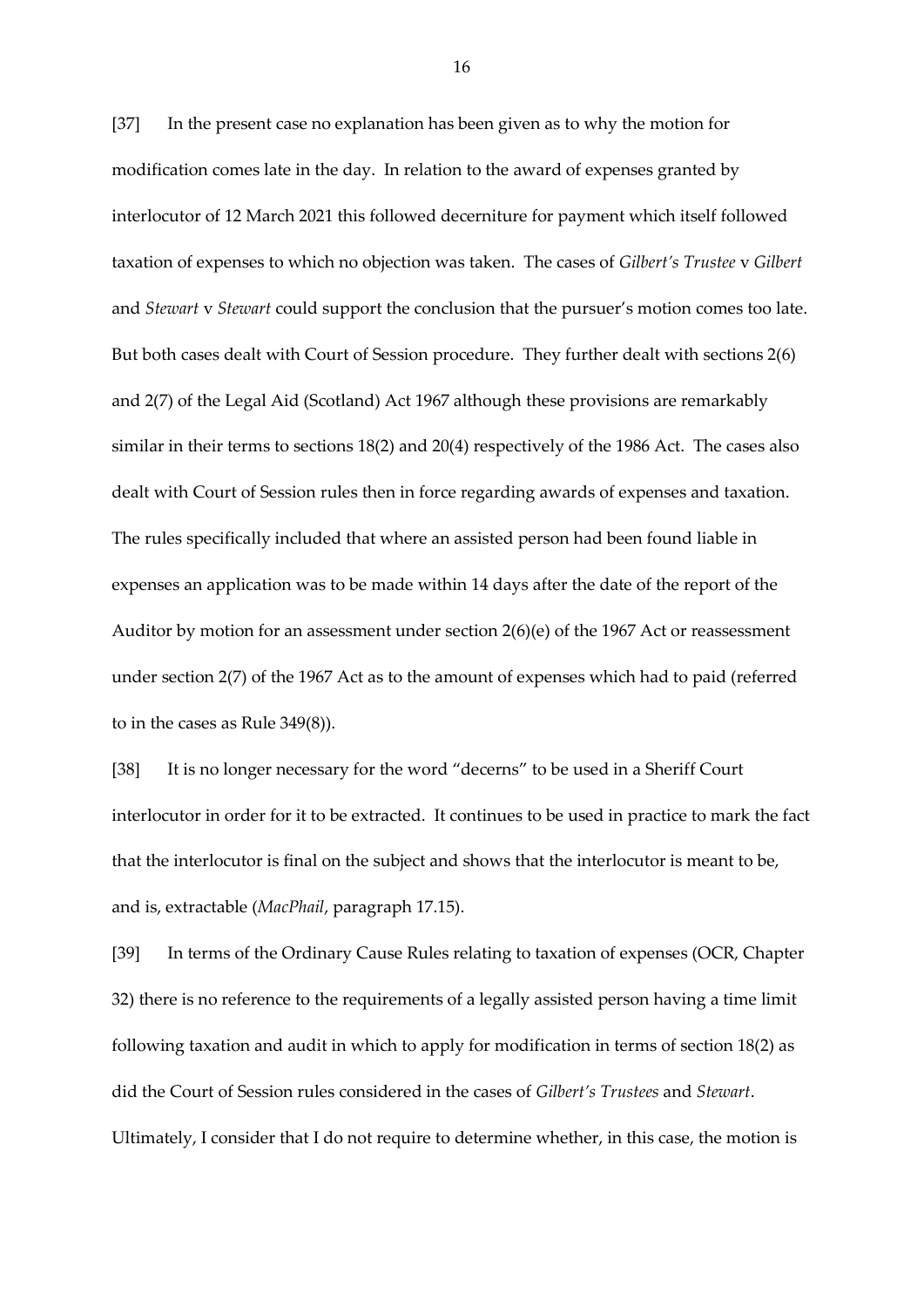[37] In the present case no explanation has been given as to why the motion for modification comes late in the day. In relation to the award of expenses granted by interlocutor of 12 March 2021 this followed decerniture for payment which itself followed taxation of expenses to which no objection was taken. The cases of *Gilbert's Trustee* v *Gilbert* and *Stewart* v *Stewart* could support the conclusion that the pursuer's motion comes too late. But both cases dealt with Court of Session procedure. They further dealt with sections 2(6) and 2(7) of the Legal Aid (Scotland) Act 1967 although these provisions are remarkably similar in their terms to sections 18(2) and 20(4) respectively of the 1986 Act. The cases also dealt with Court of Session rules then in force regarding awards of expenses and taxation. The rules specifically included that where an assisted person had been found liable in expenses an application was to be made within 14 days after the date of the report of the Auditor by motion for an assessment under section 2(6)(e) of the 1967 Act or reassessment under section 2(7) of the 1967 Act as to the amount of expenses which had to paid (referred to in the cases as Rule 349(8)).

[38] It is no longer necessary for the word "decerns" to be used in a Sheriff Court interlocutor in order for it to be extracted. It continues to be used in practice to mark the fact that the interlocutor is final on the subject and shows that the interlocutor is meant to be, and is, extractable (*MacPhail*, paragraph 17.15).

[39] In terms of the Ordinary Cause Rules relating to taxation of expenses (OCR, Chapter 32) there is no reference to the requirements of a legally assisted person having a time limit following taxation and audit in which to apply for modification in terms of section 18(2) as did the Court of Session rules considered in the cases of *Gilbert's Trustees* and *Stewart*. Ultimately, I consider that I do not require to determine whether, in this case, the motion is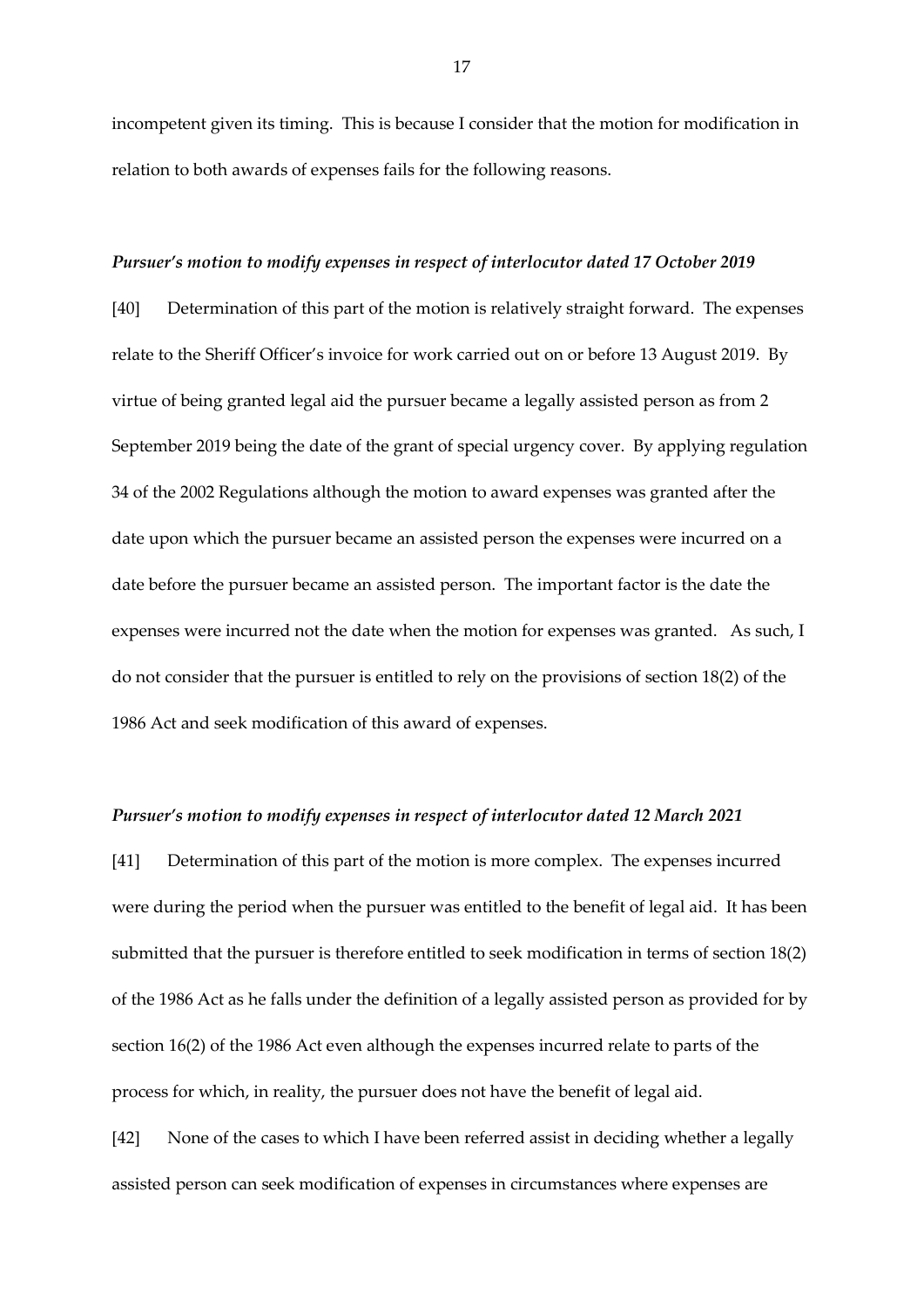incompetent given its timing. This is because I consider that the motion for modification in relation to both awards of expenses fails for the following reasons.

***Pursuer's motion to modify expenses in respect of interlocutor dated 17 October 2019***

[40] Determination of this part of the motion is relatively straight forward. The expenses relate to the Sheriff Officer's invoice for work carried out on or before 13 August 2019. By virtue of being granted legal aid the pursuer became a legally assisted person as from 2 September 2019 being the date of the grant of special urgency cover. By applying regulation 34 of the 2002 Regulations although the motion to award expenses was granted after the date upon which the pursuer became an assisted person the expenses were incurred on a date before the pursuer became an assisted person. The important factor is the date the expenses were incurred not the date when the motion for expenses was granted. As such, I do not consider that the pursuer is entitled to rely on the provisions of section 18(2) of the 1986 Act and seek modification of this award of expenses.

***Pursuer's motion to modify expenses in respect of interlocutor dated 12 March 2021***

[41] Determination of this part of the motion is more complex. The expenses incurred were during the period when the pursuer was entitled to the benefit of legal aid. It has been submitted that the pursuer is therefore entitled to seek modification in terms of section 18(2) of the 1986 Act as he falls under the definition of a legally assisted person as provided for by section 16(2) of the 1986 Act even although the expenses incurred relate to parts of the process for which, in reality, the pursuer does not have the benefit of legal aid.

[42] None of the cases to which I have been referred assist in deciding whether a legally assisted person can seek modification of expenses in circumstances where expenses are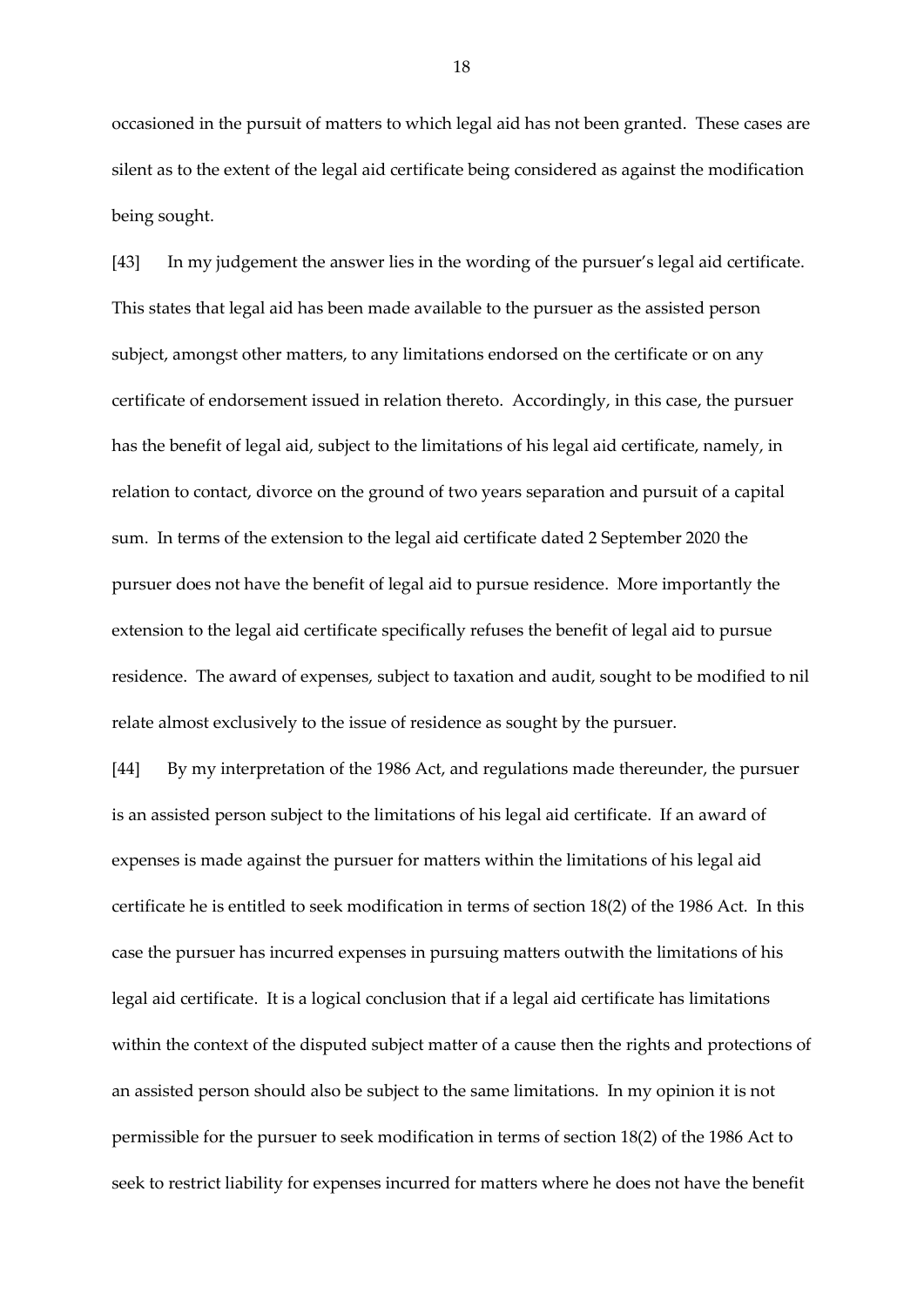occasioned in the pursuit of matters to which legal aid has not been granted. These cases are silent as to the extent of the legal aid certificate being considered as against the modification being sought.

[43] In my judgement the answer lies in the wording of the pursuer's legal aid certificate. This states that legal aid has been made available to the pursuer as the assisted person subject, amongst other matters, to any limitations endorsed on the certificate or on any certificate of endorsement issued in relation thereto. Accordingly, in this case, the pursuer has the benefit of legal aid, subject to the limitations of his legal aid certificate, namely, in relation to contact, divorce on the ground of two years separation and pursuit of a capital sum. In terms of the extension to the legal aid certificate dated 2 September 2020 the pursuer does not have the benefit of legal aid to pursue residence. More importantly the extension to the legal aid certificate specifically refuses the benefit of legal aid to pursue residence. The award of expenses, subject to taxation and audit, sought to be modified to nil relate almost exclusively to the issue of residence as sought by the pursuer.

[44] By my interpretation of the 1986 Act, and regulations made thereunder, the pursuer is an assisted person subject to the limitations of his legal aid certificate. If an award of expenses is made against the pursuer for matters within the limitations of his legal aid certificate he is entitled to seek modification in terms of section 18(2) of the 1986 Act. In this case the pursuer has incurred expenses in pursuing matters outwith the limitations of his legal aid certificate. It is a logical conclusion that if a legal aid certificate has limitations within the context of the disputed subject matter of a cause then the rights and protections of an assisted person should also be subject to the same limitations. In my opinion it is not permissible for the pursuer to seek modification in terms of section 18(2) of the 1986 Act to seek to restrict liability for expenses incurred for matters where he does not have the benefit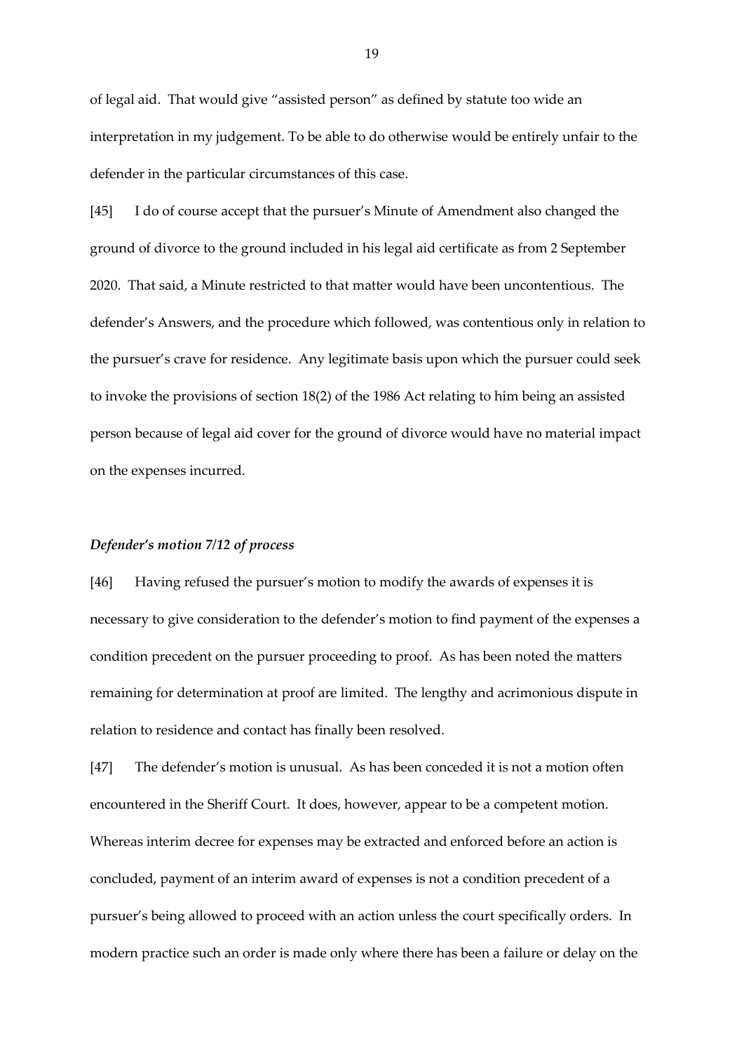of legal aid. That would give "assisted person" as defined by statute too wide an interpretation in my judgement. To be able to do otherwise would be entirely unfair to the defender in the particular circumstances of this case.

[45] I do of course accept that the pursuer's Minute of Amendment also changed the ground of divorce to the ground included in his legal aid certificate as from 2 September 2020. That said, a Minute restricted to that matter would have been uncontentious. The defender's Answers, and the procedure which followed, was contentious only in relation to the pursuer's crave for residence. Any legitimate basis upon which the pursuer could seek to invoke the provisions of section 18(2) of the 1986 Act relating to him being an assisted person because of legal aid cover for the ground of divorce would have no material impact on the expenses incurred.

### *Defender's motion 7/12 of process*

[46] Having refused the pursuer's motion to modify the awards of expenses it is necessary to give consideration to the defender's motion to find payment of the expenses a condition precedent on the pursuer proceeding to proof. As has been noted the matters remaining for determination at proof are limited. The lengthy and acrimonious dispute in relation to residence and contact has finally been resolved.

[47] The defender's motion is unusual. As has been conceded it is not a motion often encountered in the Sheriff Court. It does, however, appear to be a competent motion. Whereas interim decree for expenses may be extracted and enforced before an action is concluded, payment of an interim award of expenses is not a condition precedent of a pursuer's being allowed to proceed with an action unless the court specifically orders. In modern practice such an order is made only where there has been a failure or delay on the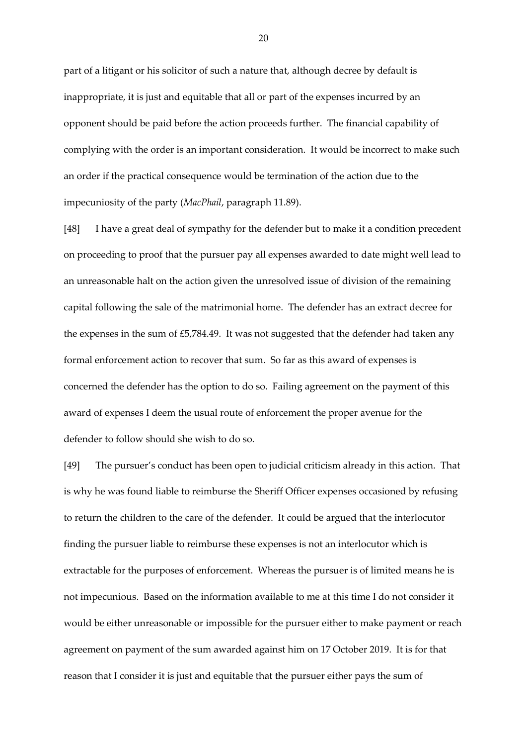part of a litigant or his solicitor of such a nature that, although decree by default is inappropriate, it is just and equitable that all or part of the expenses incurred by an opponent should be paid before the action proceeds further. The financial capability of complying with the order is an important consideration. It would be incorrect to make such an order if the practical consequence would be termination of the action due to the impecuniosity of the party (*MacPhail*, paragraph 11.89).

[48] I have a great deal of sympathy for the defender but to make it a condition precedent on proceeding to proof that the pursuer pay all expenses awarded to date might well lead to an unreasonable halt on the action given the unresolved issue of division of the remaining capital following the sale of the matrimonial home. The defender has an extract decree for the expenses in the sum of £5,784.49. It was not suggested that the defender had taken any formal enforcement action to recover that sum. So far as this award of expenses is concerned the defender has the option to do so. Failing agreement on the payment of this award of expenses I deem the usual route of enforcement the proper avenue for the defender to follow should she wish to do so.

[49] The pursuer's conduct has been open to judicial criticism already in this action. That is why he was found liable to reimburse the Sheriff Officer expenses occasioned by refusing to return the children to the care of the defender. It could be argued that the interlocutor finding the pursuer liable to reimburse these expenses is not an interlocutor which is extractable for the purposes of enforcement. Whereas the pursuer is of limited means he is not impecunious. Based on the information available to me at this time I do not consider it would be either unreasonable or impossible for the pursuer either to make payment or reach agreement on payment of the sum awarded against him on 17 October 2019. It is for that reason that I consider it is just and equitable that the pursuer either pays the sum of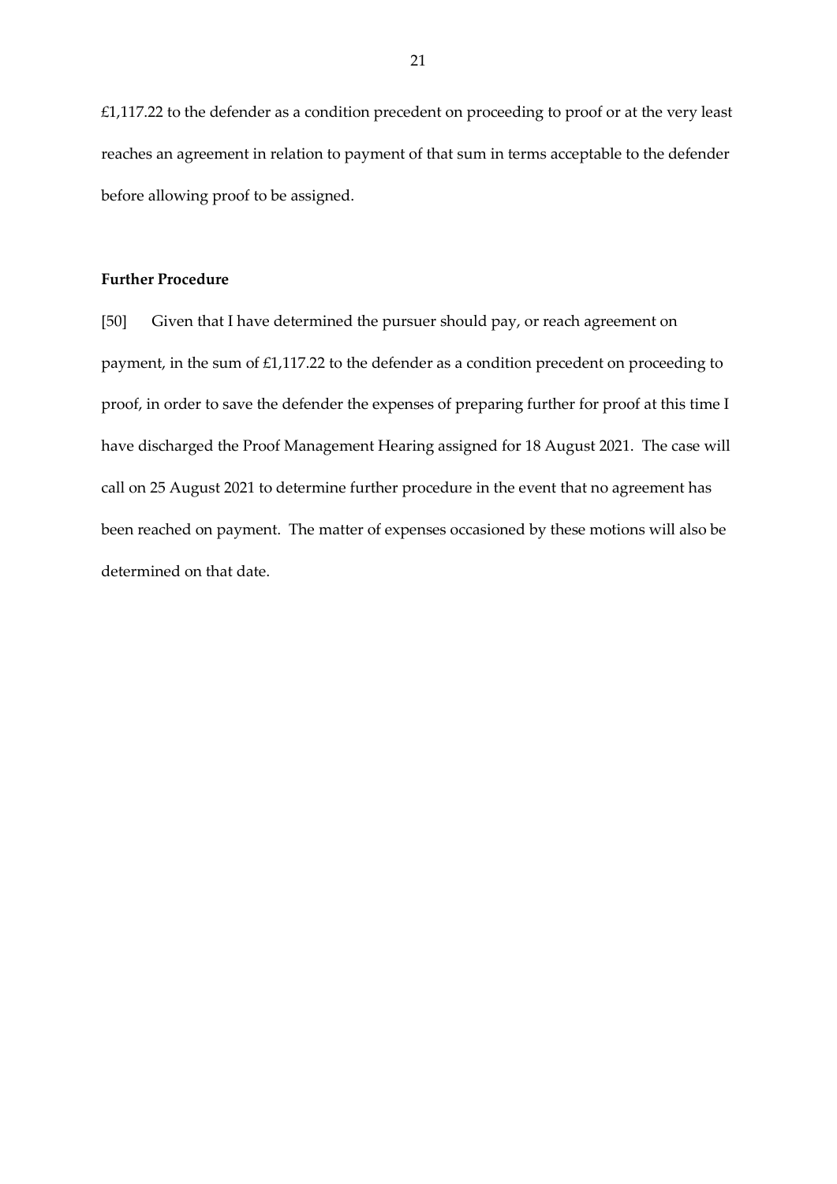£1,117.22 to the defender as a condition precedent on proceeding to proof or at the very least reaches an agreement in relation to payment of that sum in terms acceptable to the defender before allowing proof to be assigned.

**Further Procedure**

[50] Given that I have determined the pursuer should pay, or reach agreement on payment, in the sum of £1,117.22 to the defender as a condition precedent on proceeding to proof, in order to save the defender the expenses of preparing further for proof at this time I have discharged the Proof Management Hearing assigned for 18 August 2021. The case will call on 25 August 2021 to determine further procedure in the event that no agreement has been reached on payment. The matter of expenses occasioned by these motions will also be determined on that date.